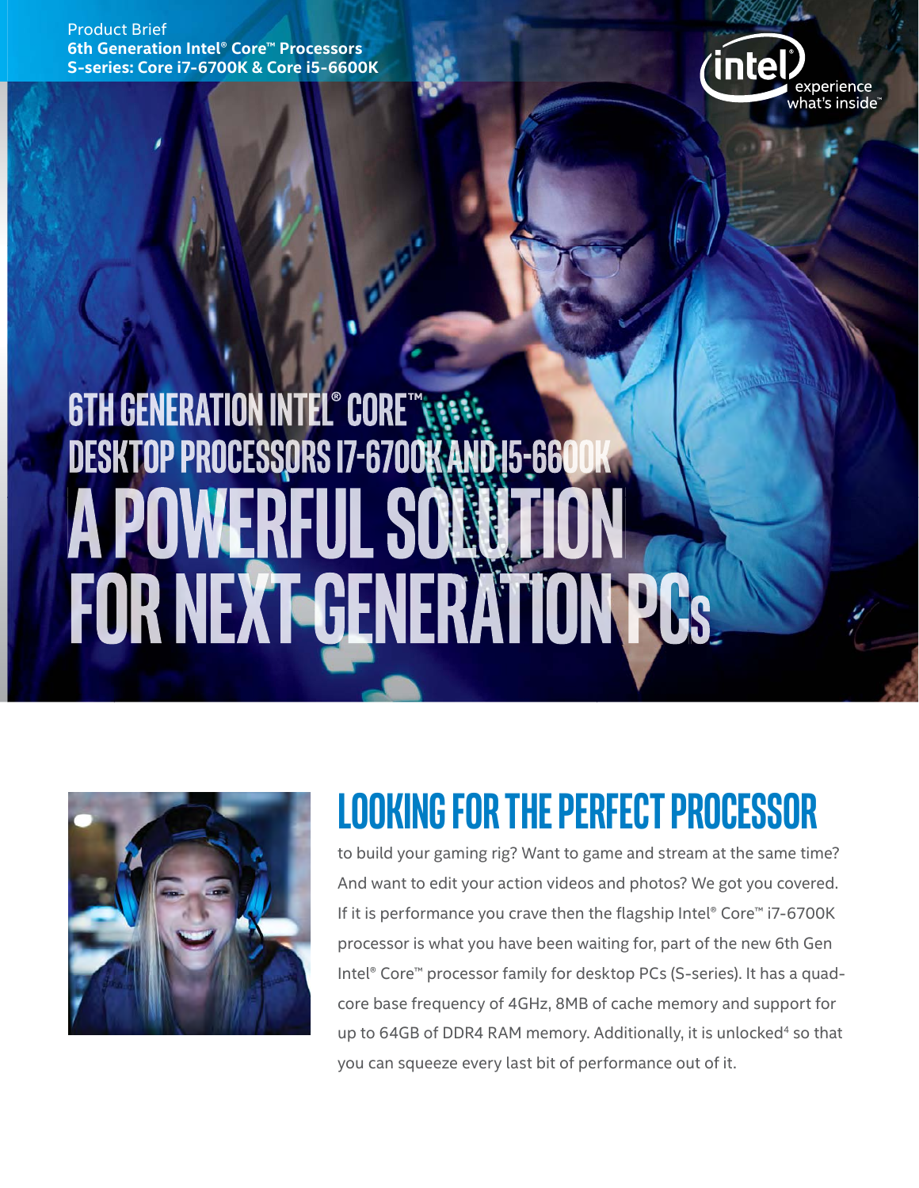Product Brief
**6th Generation Intel® Core™ Processors**
**S-series: Core i7-6700K & Core i5-6600K**

# 6TH GENERATION INTEL® CORE™ DESKTOP PROCESSORS I7-6700K AND I5-6600K

# A POWERFUL SOLUTION FOR NEXT GENERATION PCs

## LOOKING FOR THE PERFECT PROCESSOR

to build your gaming rig? Want to game and stream at the same time? And want to edit your action videos and photos? We got you covered. If it is performance you crave then the flagship Intel® Core™ i7-6700K processor is what you have been waiting for, part of the new 6th Gen Intel® Core™ processor family for desktop PCs (S-series). It has a quad-core base frequency of 4GHz, 8MB of cache memory and support for up to 64GB of DDR4 RAM memory. Additionally, it is unlocked[4] so that you can squeeze every last bit of performance out of it.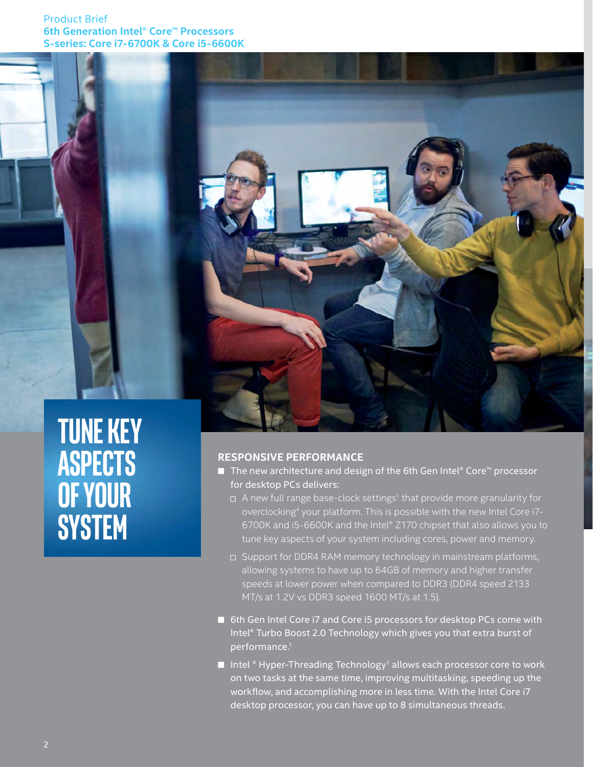# TUNE KEY ASPECTS OF YOUR SYSTEM

## RESPONSIVE PERFORMANCE

- The new architecture and design of the 6th Gen Intel® Core™ processor for desktop PCs delivers:
  - A new full range base-clock settings[1] that provide more granularity for overclocking[4] your platform. This is possible with the new Intel Core i7-6700K and i5-6600K and the Intel® Z170 chipset that also allows you to tune key aspects of your system including cores, power and memory.
  - Support for DDR4 RAM memory technology in mainstream platforms, allowing systems to have up to 64GB of memory and higher transfer speeds at lower power when compared to DDR3 (DDR4 speed 2133 MT/s at 1.2V vs DDR3 speed 1600 MT/s at 1.5).
- 6th Gen Intel Core i7 and Core i5 processors for desktop PCs come with Intel® Turbo Boost 2.0 Technology which gives you that extra burst of performance.[1]
- Intel ® Hyper-Threading Technology[1] allows each processor core to work on two tasks at the same time, improving multitasking, speeding up the workflow, and accomplishing more in less time. With the Intel Core i7 desktop processor, you can have up to 8 simultaneous threads.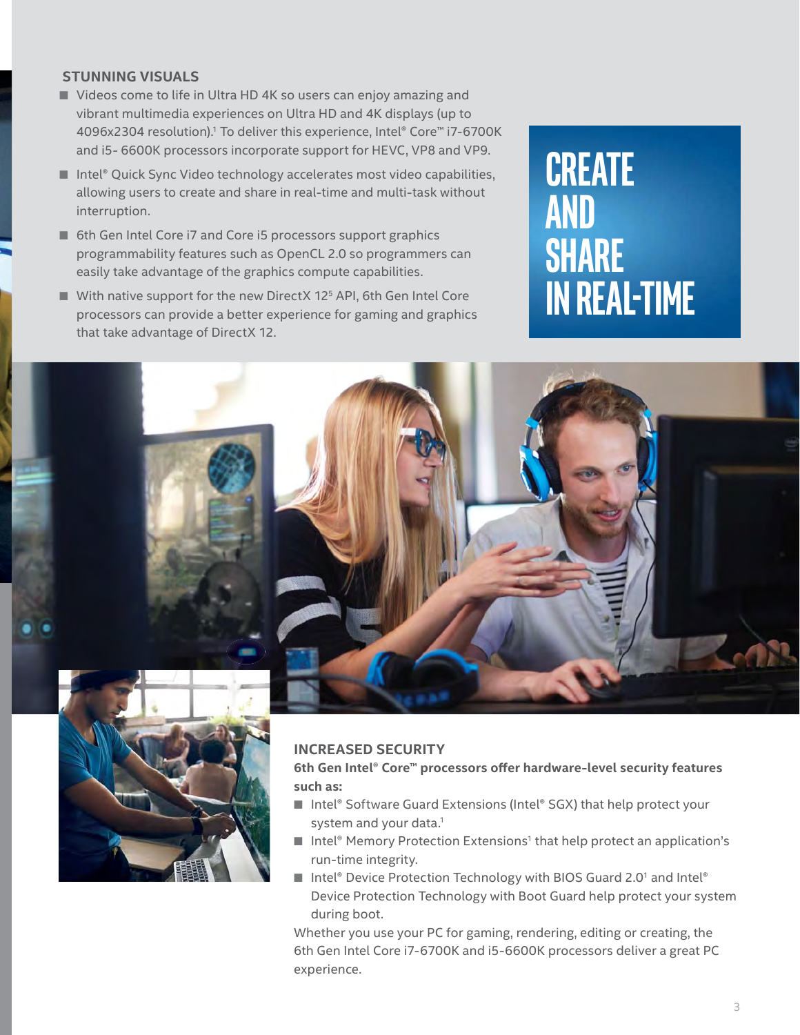## STUNNING VISUALS

- Videos come to life in Ultra HD 4K so users can enjoy amazing and vibrant multimedia experiences on Ultra HD and 4K displays (up to 4096x2304 resolution).[1] To deliver this experience, Intel® Core™ i7-6700K and i5- 6600K processors incorporate support for HEVC, VP8 and VP9.
- Intel® Quick Sync Video technology accelerates most video capabilities, allowing users to create and share in real-time and multi-task without interruption.
- 6th Gen Intel Core i7 and Core i5 processors support graphics programmability features such as OpenCL 2.0 so programmers can easily take advantage of the graphics compute capabilities.
- With native support for the new DirectX 12[5] API, 6th Gen Intel Core processors can provide a better experience for gaming and graphics that take advantage of DirectX 12.

# CREATE AND SHARE IN REAL-TIME

## INCREASED SECURITY

**6th Gen Intel® Core™ processors offer hardware-level security features such as:**

- Intel® Software Guard Extensions (Intel® SGX) that help protect your system and your data.[1]
- Intel® Memory Protection Extensions[1] that help protect an application's run-time integrity.
- Intel® Device Protection Technology with BIOS Guard 2.0[1] and Intel® Device Protection Technology with Boot Guard help protect your system during boot.

Whether you use your PC for gaming, rendering, editing or creating, the 6th Gen Intel Core i7-6700K and i5-6600K processors deliver a great PC experience.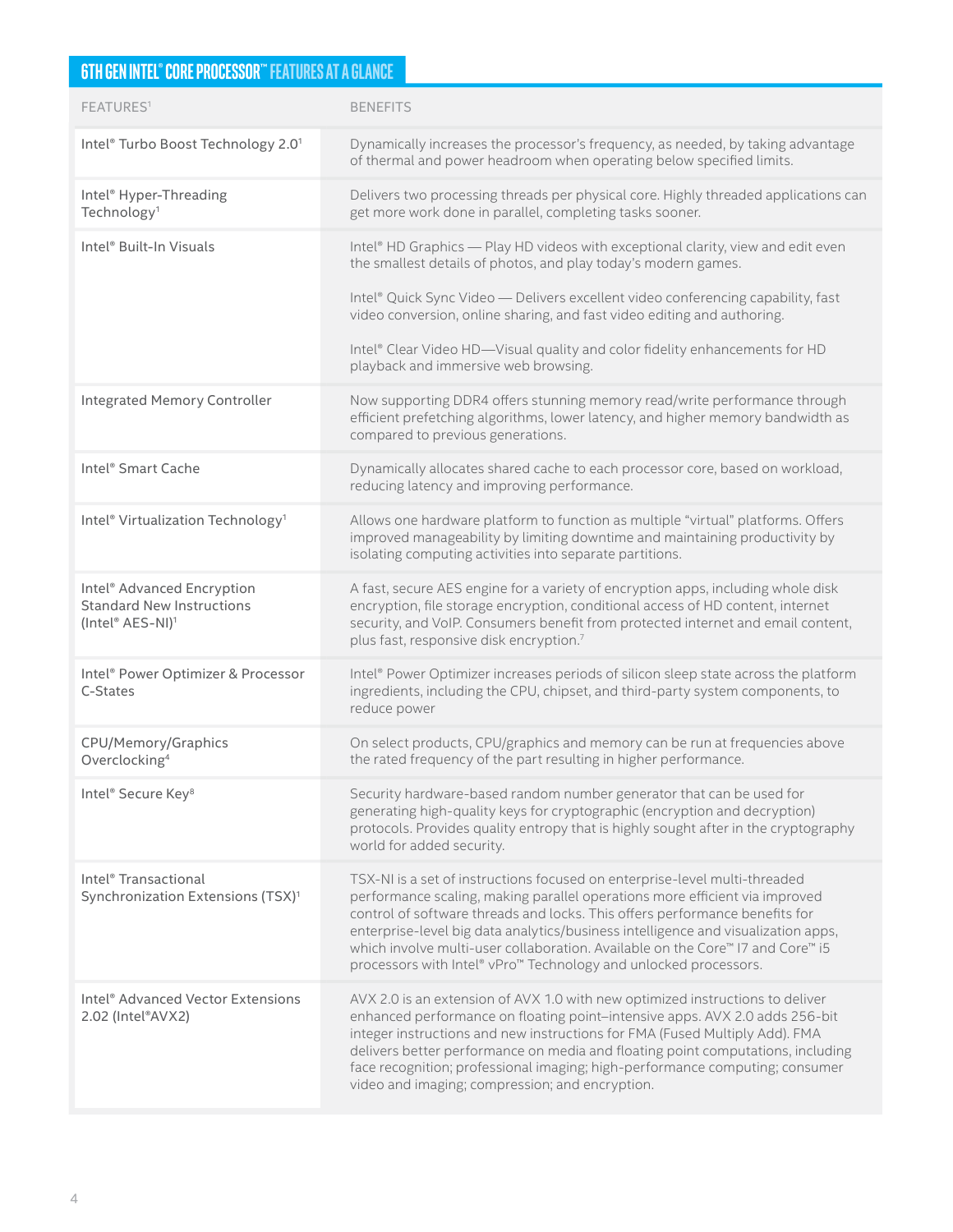## 6TH GEN INTEL® CORE PROCESSOR™ FEATURES AT A GLANCE

| FEATURES[1] | BENEFITS |
|---|---|
| Intel® Turbo Boost Technology 2.0[1] | Dynamically increases the processor's frequency, as needed, by taking advantage of thermal and power headroom when operating below specified limits. |
| Intel® Hyper-Threading Technology[1] | Delivers two processing threads per physical core. Highly threaded applications can get more work done in parallel, completing tasks sooner. |
| Intel® Built-In Visuals | Intel® HD Graphics — Play HD videos with exceptional clarity, view and edit even the smallest details of photos, and play today's modern games.<br><br>Intel® Quick Sync Video — Delivers excellent video conferencing capability, fast video conversion, online sharing, and fast video editing and authoring.<br><br>Intel® Clear Video HD—Visual quality and color fidelity enhancements for HD playback and immersive web browsing. |
| Integrated Memory Controller | Now supporting DDR4 offers stunning memory read/write performance through efficient prefetching algorithms, lower latency, and higher memory bandwidth as compared to previous generations. |
| Intel® Smart Cache | Dynamically allocates shared cache to each processor core, based on workload, reducing latency and improving performance. |
| Intel® Virtualization Technology[1] | Allows one hardware platform to function as multiple "virtual" platforms. Offers improved manageability by limiting downtime and maintaining productivity by isolating computing activities into separate partitions. |
| Intel® Advanced Encryption Standard New Instructions (Intel® AES-NI)[1] | A fast, secure AES engine for a variety of encryption apps, including whole disk encryption, file storage encryption, conditional access of HD content, internet security, and VoIP. Consumers benefit from protected internet and email content, plus fast, responsive disk encryption.[7] |
| Intel® Power Optimizer & Processor C-States | Intel® Power Optimizer increases periods of silicon sleep state across the platform ingredients, including the CPU, chipset, and third-party system components, to reduce power |
| CPU/Memory/Graphics Overclocking[4] | On select products, CPU/graphics and memory can be run at frequencies above the rated frequency of the part resulting in higher performance. |
| Intel® Secure Key[8] | Security hardware-based random number generator that can be used for generating high-quality keys for cryptographic (encryption and decryption) protocols. Provides quality entropy that is highly sought after in the cryptography world for added security. |
| Intel® Transactional Synchronization Extensions (TSX)[1] | TSX-NI is a set of instructions focused on enterprise-level multi-threaded performance scaling, making parallel operations more efficient via improved control of software threads and locks. This offers performance benefits for enterprise-level big data analytics/business intelligence and visualization apps, which involve multi-user collaboration. Available on the Core™ I7 and Core™ i5 processors with Intel® vPro™ Technology and unlocked processors. |
| Intel® Advanced Vector Extensions 2.02 (Intel®AVX2) | AVX 2.0 is an extension of AVX 1.0 with new optimized instructions to deliver enhanced performance on floating point–intensive apps. AVX 2.0 adds 256-bit integer instructions and new instructions for FMA (Fused Multiply Add). FMA delivers better performance on media and floating point computations, including face recognition; professional imaging; high-performance computing; consumer video and imaging; compression; and encryption. |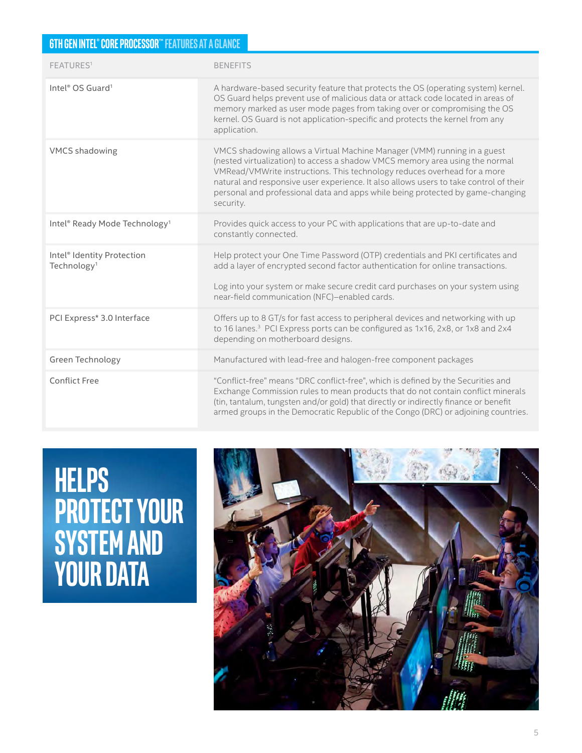## 6TH GEN INTEL® CORE PROCESSOR™ FEATURES AT A GLANCE

| FEATURES[1] | BENEFITS |
|---|---|
| Intel® OS Guard[1] | A hardware-based security feature that protects the OS (operating system) kernel. OS Guard helps prevent use of malicious data or attack code located in areas of memory marked as user mode pages from taking over or compromising the OS kernel. OS Guard is not application-specific and protects the kernel from any application. |
| VMCS shadowing | VMCS shadowing allows a Virtual Machine Manager (VMM) running in a guest (nested virtualization) to access a shadow VMCS memory area using the normal VMRead/VMWrite instructions. This technology reduces overhead for a more natural and responsive user experience. It also allows users to take control of their personal and professional data and apps while being protected by game-changing security. |
| Intel® Ready Mode Technology[1] | Provides quick access to your PC with applications that are up-to-date and constantly connected. |
| Intel® Identity Protection Technology[1] | Help protect your One Time Password (OTP) credentials and PKI certificates and add a layer of encrypted second factor authentication for online transactions.<br><br>Log into your system or make secure credit card purchases on your system using near-field communication (NFC)–enabled cards. |
| PCI Express* 3.0 Interface | Offers up to 8 GT/s for fast access to peripheral devices and networking with up to 16 lanes.[3] PCI Express ports can be configured as 1x16, 2x8, or 1x8 and 2x4 depending on motherboard designs. |
| Green Technology | Manufactured with lead-free and halogen-free component packages |
| Conflict Free | "Conflict-free" means "DRC conflict-free", which is defined by the Securities and Exchange Commission rules to mean products that do not contain conflict minerals (tin, tantalum, tungsten and/or gold) that directly or indirectly finance or benefit armed groups in the Democratic Republic of the Congo (DRC) or adjoining countries. |

# HELPS PROTECT YOUR SYSTEM AND YOUR DATA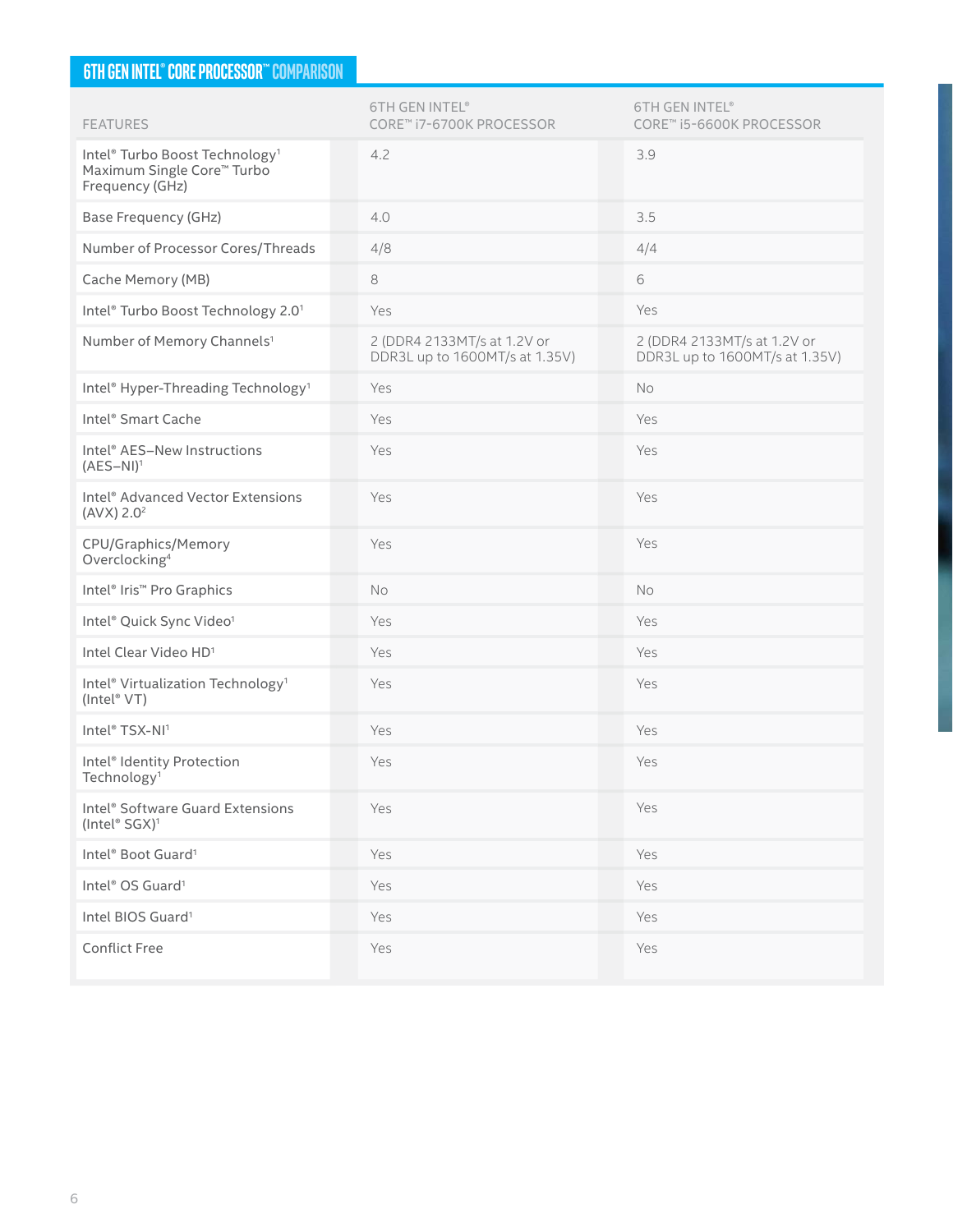## 6TH GEN INTEL® CORE PROCESSOR™ COMPARISON

| FEATURES | 6TH GEN INTEL® CORE™ i7-6700K PROCESSOR | 6TH GEN INTEL® CORE™ i5-6600K PROCESSOR |
|---|---|---|
| Intel® Turbo Boost Technology[1] Maximum Single Core™ Turbo Frequency (GHz) | 4.2 | 3.9 |
| Base Frequency (GHz) | 4.0 | 3.5 |
| Number of Processor Cores/Threads | 4/8 | 4/4 |
| Cache Memory (MB) | 8 | 6 |
| Intel® Turbo Boost Technology 2.0[1] | Yes | Yes |
| Number of Memory Channels[1] | 2 (DDR4 2133MT/s at 1.2V or DDR3L up to 1600MT/s at 1.35V) | 2 (DDR4 2133MT/s at 1.2V or DDR3L up to 1600MT/s at 1.35V) |
| Intel® Hyper-Threading Technology[1] | Yes | No |
| Intel® Smart Cache | Yes | Yes |
| Intel® AES–New Instructions (AES–NI)[1] | Yes | Yes |
| Intel® Advanced Vector Extensions (AVX) 2.0[2] | Yes | Yes |
| CPU/Graphics/Memory Overclocking[4] | Yes | Yes |
| Intel® Iris™ Pro Graphics | No | No |
| Intel® Quick Sync Video[1] | Yes | Yes |
| Intel Clear Video HD[1] | Yes | Yes |
| Intel® Virtualization Technology[1] (Intel® VT) | Yes | Yes |
| Intel® TSX-NI[1] | Yes | Yes |
| Intel® Identity Protection Technology[1] | Yes | Yes |
| Intel® Software Guard Extensions (Intel® SGX)[1] | Yes | Yes |
| Intel® Boot Guard[1] | Yes | Yes |
| Intel® OS Guard[1] | Yes | Yes |
| Intel BIOS Guard[1] | Yes | Yes |
| Conflict Free | Yes | Yes |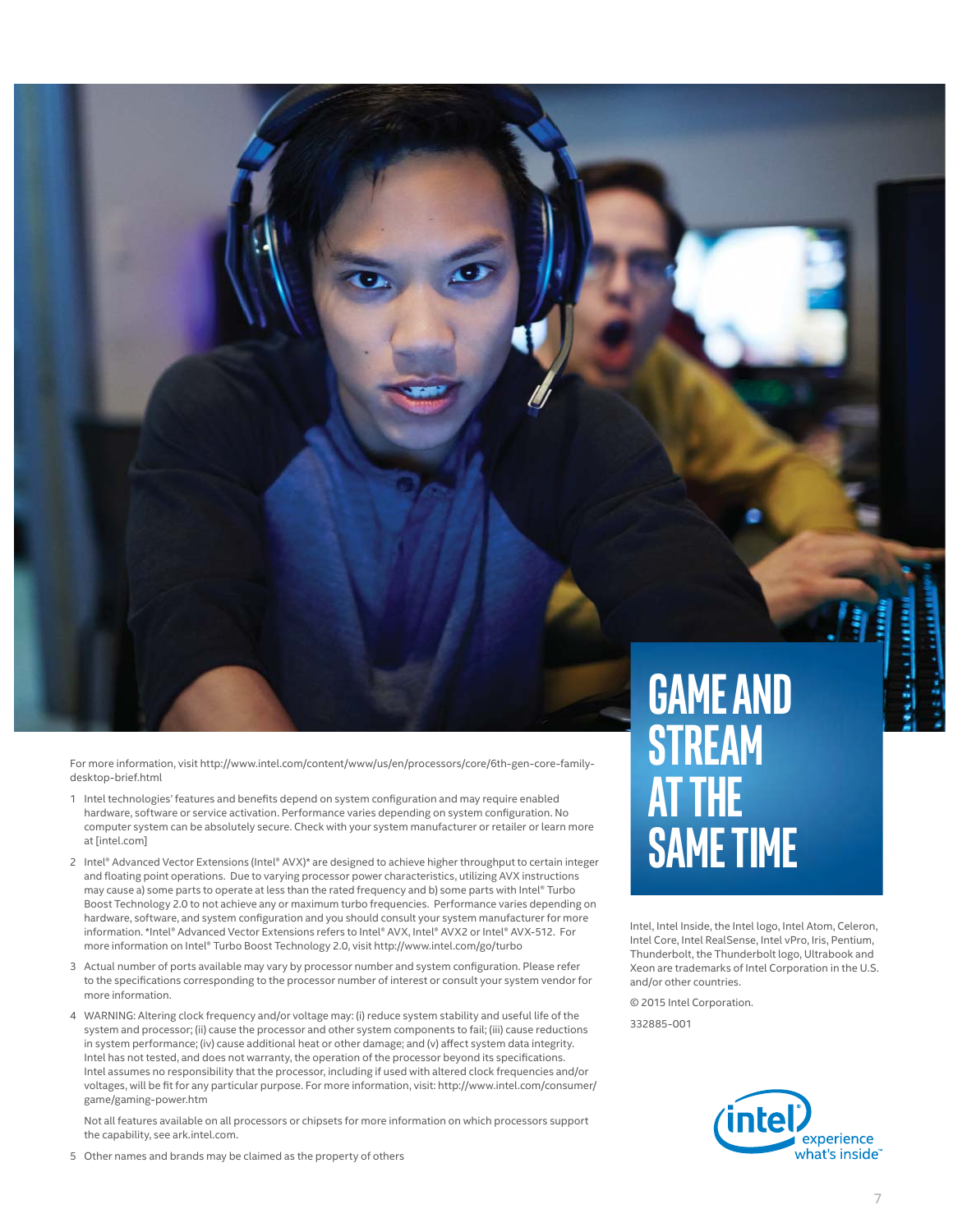# GAME AND STREAM AT THE SAME TIME

For more information, visit http://www.intel.com/content/www/us/en/processors/core/6th-gen-core-family-desktop-brief.html

1. Intel technologies' features and benefits depend on system configuration and may require enabled hardware, software or service activation. Performance varies depending on system configuration. No computer system can be absolutely secure. Check with your system manufacturer or retailer or learn more at [intel.com]

2. Intel® Advanced Vector Extensions (Intel® AVX)* are designed to achieve higher throughput to certain integer and floating point operations. Due to varying processor power characteristics, utilizing AVX instructions may cause a) some parts to operate at less than the rated frequency and b) some parts with Intel® Turbo Boost Technology 2.0 to not achieve any or maximum turbo frequencies. Performance varies depending on hardware, software, and system configuration and you should consult your system manufacturer for more information. *Intel® Advanced Vector Extensions refers to Intel® AVX, Intel® AVX2 or Intel® AVX-512. For more information on Intel® Turbo Boost Technology 2.0, visit http://www.intel.com/go/turbo

3. Actual number of ports available may vary by processor number and system configuration. Please refer to the specifications corresponding to the processor number of interest or consult your system vendor for more information.

4. WARNING: Altering clock frequency and/or voltage may: (i) reduce system stability and useful life of the system and processor; (ii) cause the processor and other system components to fail; (iii) cause reductions in system performance; (iv) cause additional heat or other damage; and (v) affect system data integrity. Intel has not tested, and does not warranty, the operation of the processor beyond its specifications. Intel assumes no responsibility that the processor, including if used with altered clock frequencies and/or voltages, will be fit for any particular purpose. For more information, visit: http://www.intel.com/consumer/game/gaming-power.htm

   Not all features available on all processors or chipsets for more information on which processors support the capability, see ark.intel.com.

5. Other names and brands may be claimed as the property of others

Intel, Intel Inside, the Intel logo, Intel Atom, Celeron, Intel Core, Intel RealSense, Intel vPro, Iris, Pentium, Thunderbolt, the Thunderbolt logo, Ultrabook and Xeon are trademarks of Intel Corporation in the U.S. and/or other countries.

© 2015 Intel Corporation.

332885-001

intel® experience what's inside™